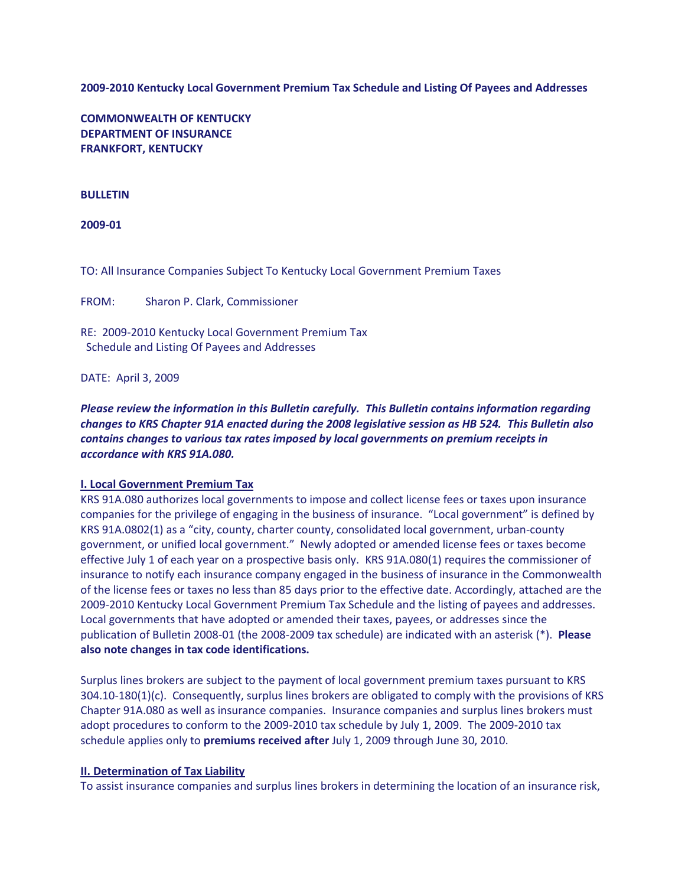**2009-2010 Kentucky Local Government Premium Tax Schedule and Listing Of Payees and Addresses**

**COMMONWEALTH OF KENTUCKY**
**DEPARTMENT OF INSURANCE**
**FRANKFORT, KENTUCKY**

**BULLETIN**

**2009-01**

TO: All Insurance Companies Subject To Kentucky Local Government Premium Taxes

FROM: Sharon P. Clark, Commissioner

RE: 2009-2010 Kentucky Local Government Premium Tax Schedule and Listing Of Payees and Addresses

DATE: April 3, 2009

***Please review the information in this Bulletin carefully. This Bulletin contains information regarding changes to KRS Chapter 91A enacted during the 2008 legislative session as HB 524. This Bulletin also contains changes to various tax rates imposed by local governments on premium receipts in accordance with KRS 91A.080.***

## I. Local Government Premium Tax

KRS 91A.080 authorizes local governments to impose and collect license fees or taxes upon insurance companies for the privilege of engaging in the business of insurance. "Local government" is defined by KRS 91A.0802(1) as a "city, county, charter county, consolidated local government, urban-county government, or unified local government." Newly adopted or amended license fees or taxes become effective July 1 of each year on a prospective basis only. KRS 91A.080(1) requires the commissioner of insurance to notify each insurance company engaged in the business of insurance in the Commonwealth of the license fees or taxes no less than 85 days prior to the effective date. Accordingly, attached are the 2009-2010 Kentucky Local Government Premium Tax Schedule and the listing of payees and addresses. Local governments that have adopted or amended their taxes, payees, or addresses since the publication of Bulletin 2008-01 (the 2008-2009 tax schedule) are indicated with an asterisk (*). **Please also note changes in tax code identifications.**

Surplus lines brokers are subject to the payment of local government premium taxes pursuant to KRS 304.10-180(1)(c). Consequently, surplus lines brokers are obligated to comply with the provisions of KRS Chapter 91A.080 as well as insurance companies. Insurance companies and surplus lines brokers must adopt procedures to conform to the 2009-2010 tax schedule by July 1, 2009. The 2009-2010 tax schedule applies only to **premiums received after** July 1, 2009 through June 30, 2010.

## II. Determination of Tax Liability

To assist insurance companies and surplus lines brokers in determining the location of an insurance risk,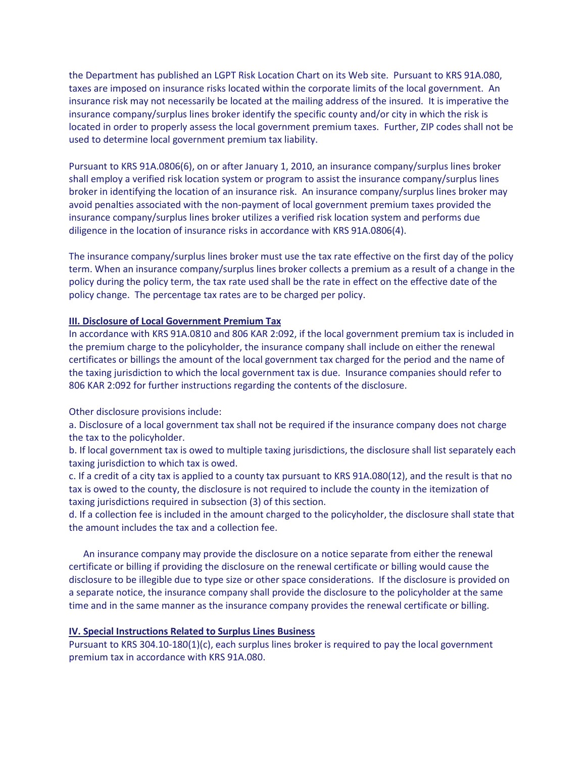the Department has published an LGPT Risk Location Chart on its Web site. Pursuant to KRS 91A.080, taxes are imposed on insurance risks located within the corporate limits of the local government. An insurance risk may not necessarily be located at the mailing address of the insured. It is imperative the insurance company/surplus lines broker identify the specific county and/or city in which the risk is located in order to properly assess the local government premium taxes. Further, ZIP codes shall not be used to determine local government premium tax liability.

Pursuant to KRS 91A.0806(6), on or after January 1, 2010, an insurance company/surplus lines broker shall employ a verified risk location system or program to assist the insurance company/surplus lines broker in identifying the location of an insurance risk. An insurance company/surplus lines broker may avoid penalties associated with the non-payment of local government premium taxes provided the insurance company/surplus lines broker utilizes a verified risk location system and performs due diligence in the location of insurance risks in accordance with KRS 91A.0806(4).

The insurance company/surplus lines broker must use the tax rate effective on the first day of the policy term. When an insurance company/surplus lines broker collects a premium as a result of a change in the policy during the policy term, the tax rate used shall be the rate in effect on the effective date of the policy change. The percentage tax rates are to be charged per policy.

## III. Disclosure of Local Government Premium Tax

In accordance with KRS 91A.0810 and 806 KAR 2:092, if the local government premium tax is included in the premium charge to the policyholder, the insurance company shall include on either the renewal certificates or billings the amount of the local government tax charged for the period and the name of the taxing jurisdiction to which the local government tax is due. Insurance companies should refer to 806 KAR 2:092 for further instructions regarding the contents of the disclosure.

Other disclosure provisions include:

a. Disclosure of a local government tax shall not be required if the insurance company does not charge the tax to the policyholder.

b. If local government tax is owed to multiple taxing jurisdictions, the disclosure shall list separately each taxing jurisdiction to which tax is owed.

c. If a credit of a city tax is applied to a county tax pursuant to KRS 91A.080(12), and the result is that no tax is owed to the county, the disclosure is not required to include the county in the itemization of taxing jurisdictions required in subsection (3) of this section.

d. If a collection fee is included in the amount charged to the policyholder, the disclosure shall state that the amount includes the tax and a collection fee.

An insurance company may provide the disclosure on a notice separate from either the renewal certificate or billing if providing the disclosure on the renewal certificate or billing would cause the disclosure to be illegible due to type size or other space considerations. If the disclosure is provided on a separate notice, the insurance company shall provide the disclosure to the policyholder at the same time and in the same manner as the insurance company provides the renewal certificate or billing.

## IV. Special Instructions Related to Surplus Lines Business

Pursuant to KRS 304.10-180(1)(c), each surplus lines broker is required to pay the local government premium tax in accordance with KRS 91A.080.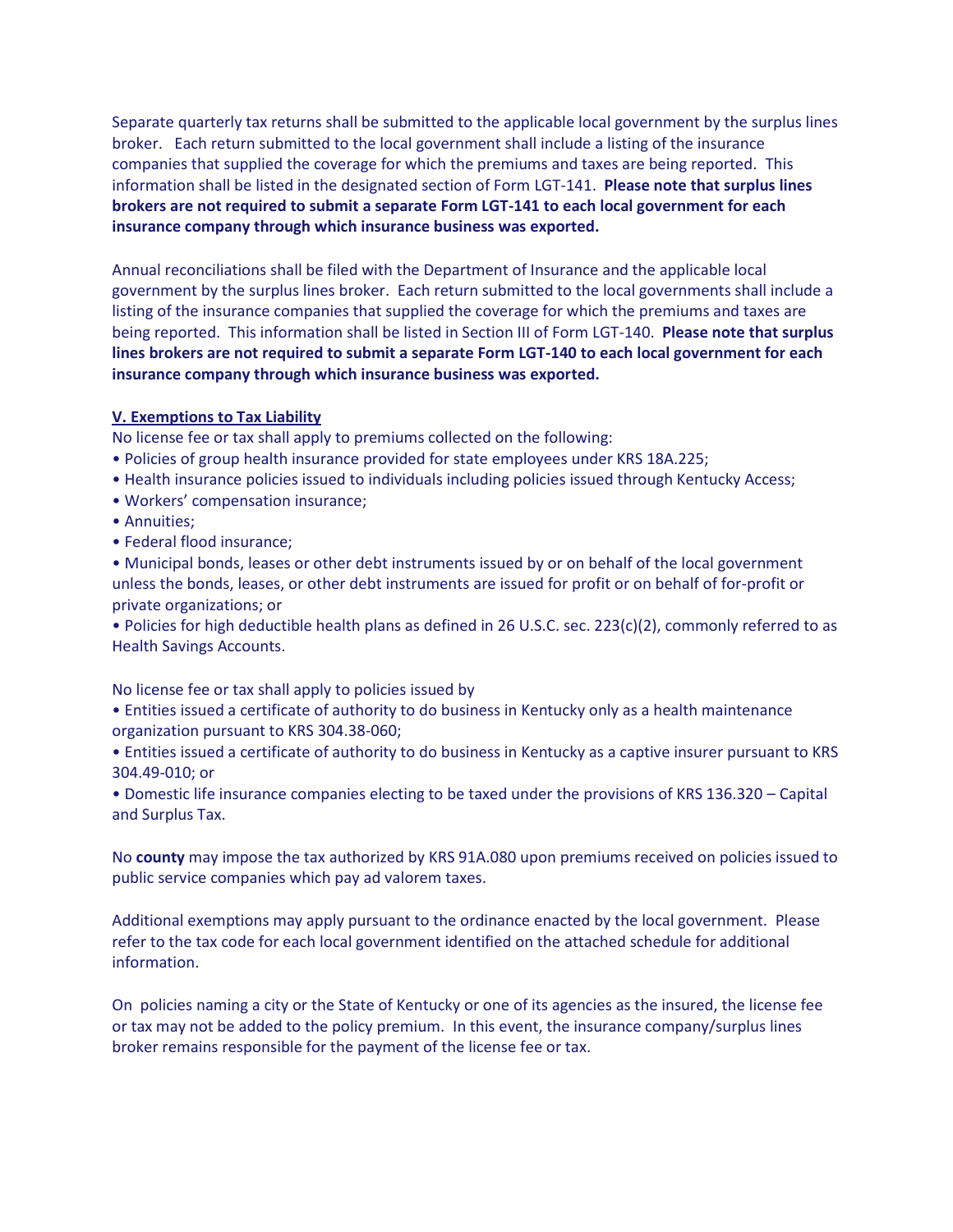Separate quarterly tax returns shall be submitted to the applicable local government by the surplus lines broker. Each return submitted to the local government shall include a listing of the insurance companies that supplied the coverage for which the premiums and taxes are being reported. This information shall be listed in the designated section of Form LGT-141. **Please note that surplus lines brokers are not required to submit a separate Form LGT-141 to each local government for each insurance company through which insurance business was exported.**

Annual reconciliations shall be filed with the Department of Insurance and the applicable local government by the surplus lines broker. Each return submitted to the local governments shall include a listing of the insurance companies that supplied the coverage for which the premiums and taxes are being reported. This information shall be listed in Section III of Form LGT-140. **Please note that surplus lines brokers are not required to submit a separate Form LGT-140 to each local government for each insurance company through which insurance business was exported.**

### V. Exemptions to Tax Liability

No license fee or tax shall apply to premiums collected on the following:

- Policies of group health insurance provided for state employees under KRS 18A.225;
- Health insurance policies issued to individuals including policies issued through Kentucky Access;
- Workers' compensation insurance;
- Annuities;
- Federal flood insurance;
- Municipal bonds, leases or other debt instruments issued by or on behalf of the local government unless the bonds, leases, or other debt instruments are issued for profit or on behalf of for-profit or private organizations; or
- Policies for high deductible health plans as defined in 26 U.S.C. sec. 223(c)(2), commonly referred to as Health Savings Accounts.

No license fee or tax shall apply to policies issued by

- Entities issued a certificate of authority to do business in Kentucky only as a health maintenance organization pursuant to KRS 304.38-060;
- Entities issued a certificate of authority to do business in Kentucky as a captive insurer pursuant to KRS 304.49-010; or
- Domestic life insurance companies electing to be taxed under the provisions of KRS 136.320 – Capital and Surplus Tax.

No **county** may impose the tax authorized by KRS 91A.080 upon premiums received on policies issued to public service companies which pay ad valorem taxes.

Additional exemptions may apply pursuant to the ordinance enacted by the local government. Please refer to the tax code for each local government identified on the attached schedule for additional information.

On policies naming a city or the State of Kentucky or one of its agencies as the insured, the license fee or tax may not be added to the policy premium. In this event, the insurance company/surplus lines broker remains responsible for the payment of the license fee or tax.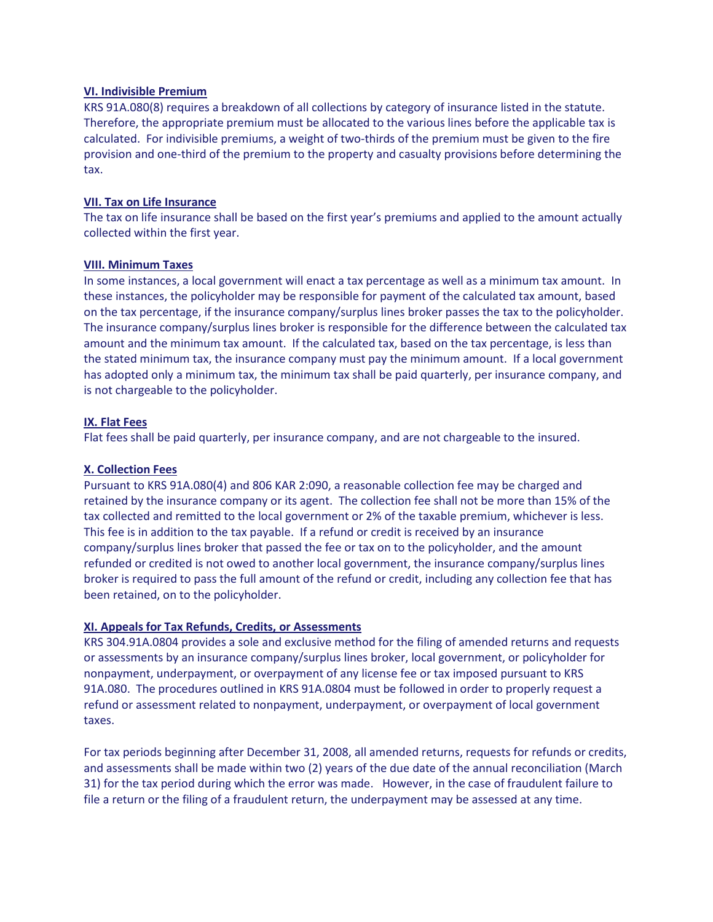### VI. Indivisible Premium

KRS 91A.080(8) requires a breakdown of all collections by category of insurance listed in the statute. Therefore, the appropriate premium must be allocated to the various lines before the applicable tax is calculated. For indivisible premiums, a weight of two-thirds of the premium must be given to the fire provision and one-third of the premium to the property and casualty provisions before determining the tax.

### VII. Tax on Life Insurance

The tax on life insurance shall be based on the first year's premiums and applied to the amount actually collected within the first year.

### VIII. Minimum Taxes

In some instances, a local government will enact a tax percentage as well as a minimum tax amount. In these instances, the policyholder may be responsible for payment of the calculated tax amount, based on the tax percentage, if the insurance company/surplus lines broker passes the tax to the policyholder. The insurance company/surplus lines broker is responsible for the difference between the calculated tax amount and the minimum tax amount. If the calculated tax, based on the tax percentage, is less than the stated minimum tax, the insurance company must pay the minimum amount. If a local government has adopted only a minimum tax, the minimum tax shall be paid quarterly, per insurance company, and is not chargeable to the policyholder.

### IX. Flat Fees

Flat fees shall be paid quarterly, per insurance company, and are not chargeable to the insured.

### X. Collection Fees

Pursuant to KRS 91A.080(4) and 806 KAR 2:090, a reasonable collection fee may be charged and retained by the insurance company or its agent. The collection fee shall not be more than 15% of the tax collected and remitted to the local government or 2% of the taxable premium, whichever is less. This fee is in addition to the tax payable. If a refund or credit is received by an insurance company/surplus lines broker that passed the fee or tax on to the policyholder, and the amount refunded or credited is not owed to another local government, the insurance company/surplus lines broker is required to pass the full amount of the refund or credit, including any collection fee that has been retained, on to the policyholder.

### XI. Appeals for Tax Refunds, Credits, or Assessments

KRS 304.91A.0804 provides a sole and exclusive method for the filing of amended returns and requests or assessments by an insurance company/surplus lines broker, local government, or policyholder for nonpayment, underpayment, or overpayment of any license fee or tax imposed pursuant to KRS 91A.080. The procedures outlined in KRS 91A.0804 must be followed in order to properly request a refund or assessment related to nonpayment, underpayment, or overpayment of local government taxes.

For tax periods beginning after December 31, 2008, all amended returns, requests for refunds or credits, and assessments shall be made within two (2) years of the due date of the annual reconciliation (March 31) for the tax period during which the error was made. However, in the case of fraudulent failure to file a return or the filing of a fraudulent return, the underpayment may be assessed at any time.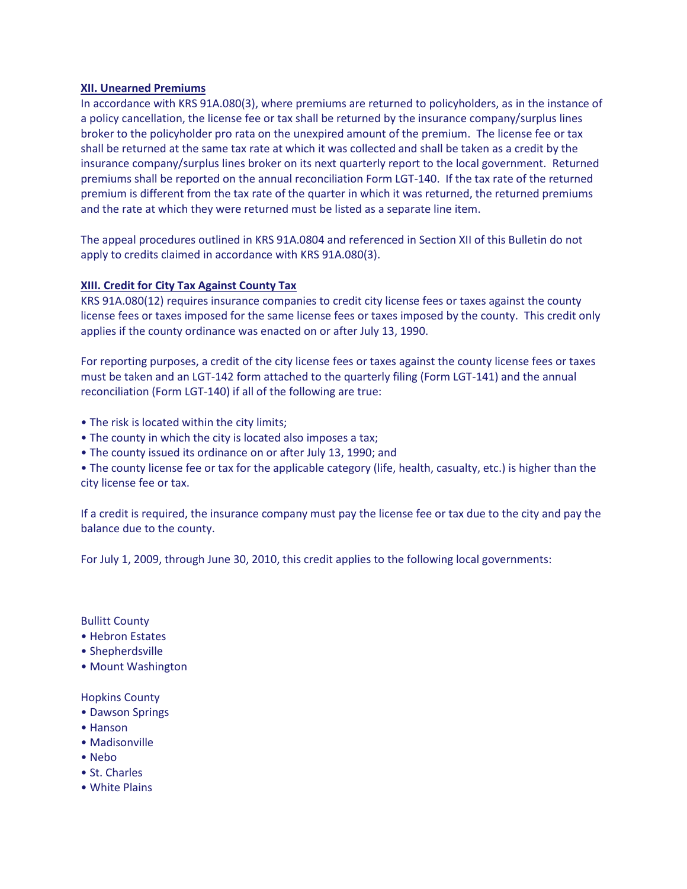## XII. Unearned Premiums

In accordance with KRS 91A.080(3), where premiums are returned to policyholders, as in the instance of a policy cancellation, the license fee or tax shall be returned by the insurance company/surplus lines broker to the policyholder pro rata on the unexpired amount of the premium. The license fee or tax shall be returned at the same tax rate at which it was collected and shall be taken as a credit by the insurance company/surplus lines broker on its next quarterly report to the local government. Returned premiums shall be reported on the annual reconciliation Form LGT-140. If the tax rate of the returned premium is different from the tax rate of the quarter in which it was returned, the returned premiums and the rate at which they were returned must be listed as a separate line item.

The appeal procedures outlined in KRS 91A.0804 and referenced in Section XII of this Bulletin do not apply to credits claimed in accordance with KRS 91A.080(3).

## XIII. Credit for City Tax Against County Tax

KRS 91A.080(12) requires insurance companies to credit city license fees or taxes against the county license fees or taxes imposed for the same license fees or taxes imposed by the county. This credit only applies if the county ordinance was enacted on or after July 13, 1990.

For reporting purposes, a credit of the city license fees or taxes against the county license fees or taxes must be taken and an LGT-142 form attached to the quarterly filing (Form LGT-141) and the annual reconciliation (Form LGT-140) if all of the following are true:

- The risk is located within the city limits;
- The county in which the city is located also imposes a tax;
- The county issued its ordinance on or after July 13, 1990; and
- The county license fee or tax for the applicable category (life, health, casualty, etc.) is higher than the city license fee or tax.

If a credit is required, the insurance company must pay the license fee or tax due to the city and pay the balance due to the county.

For July 1, 2009, through June 30, 2010, this credit applies to the following local governments:

Bullitt County

- Hebron Estates
- Shepherdsville
- Mount Washington

Hopkins County

- Dawson Springs
- Hanson
- Madisonville
- Nebo
- St. Charles
- White Plains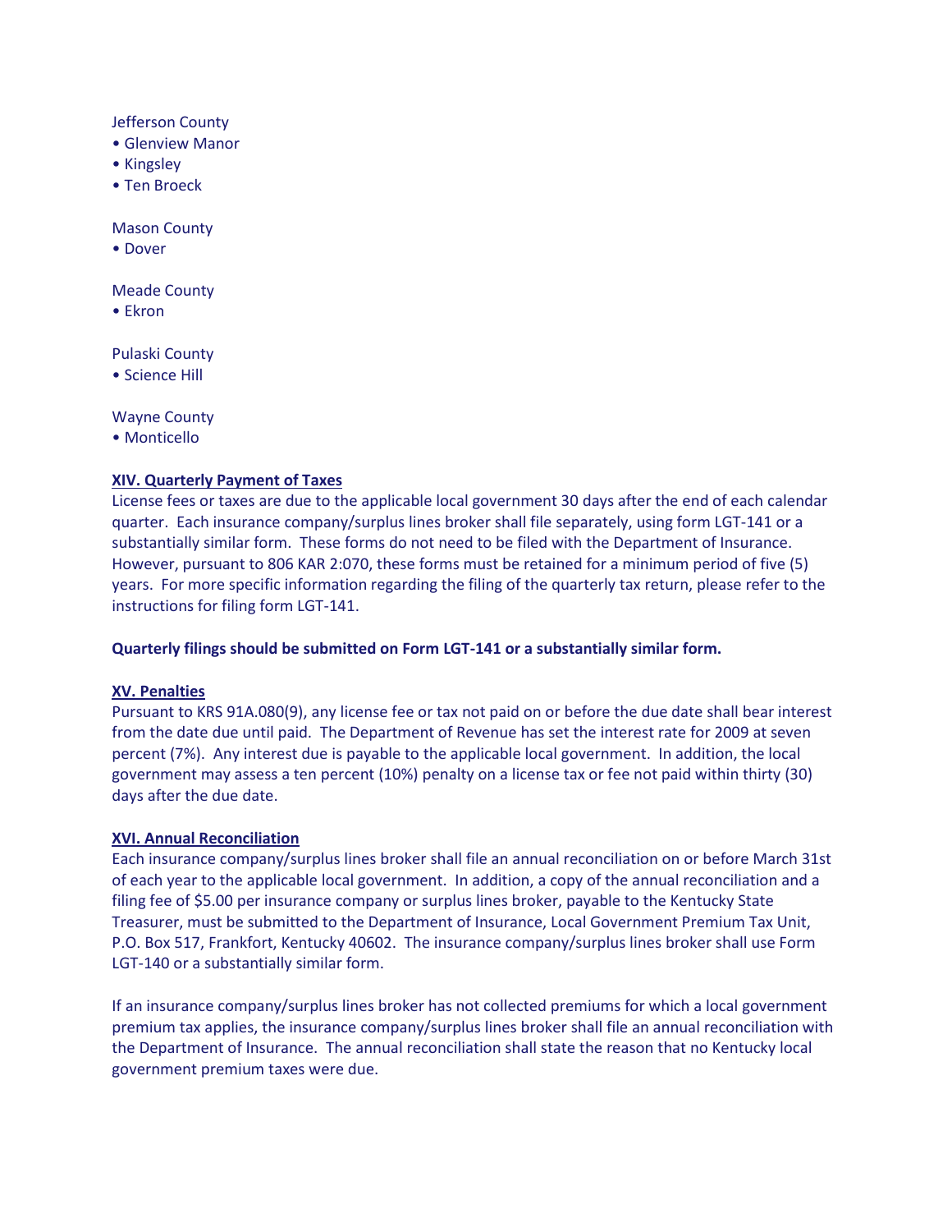Jefferson County

- Glenview Manor
- Kingsley
- Ten Broeck

Mason County

- Dover

Meade County

- Ekron

Pulaski County

- Science Hill

Wayne County

- Monticello

## XIV. Quarterly Payment of Taxes

License fees or taxes are due to the applicable local government 30 days after the end of each calendar quarter. Each insurance company/surplus lines broker shall file separately, using form LGT-141 or a substantially similar form. These forms do not need to be filed with the Department of Insurance. However, pursuant to 806 KAR 2:070, these forms must be retained for a minimum period of five (5) years. For more specific information regarding the filing of the quarterly tax return, please refer to the instructions for filing form LGT-141.

**Quarterly filings should be submitted on Form LGT-141 or a substantially similar form.**

## XV. Penalties

Pursuant to KRS 91A.080(9), any license fee or tax not paid on or before the due date shall bear interest from the date due until paid. The Department of Revenue has set the interest rate for 2009 at seven percent (7%). Any interest due is payable to the applicable local government. In addition, the local government may assess a ten percent (10%) penalty on a license tax or fee not paid within thirty (30) days after the due date.

## XVI. Annual Reconciliation

Each insurance company/surplus lines broker shall file an annual reconciliation on or before March 31st of each year to the applicable local government. In addition, a copy of the annual reconciliation and a filing fee of $5.00 per insurance company or surplus lines broker, payable to the Kentucky State Treasurer, must be submitted to the Department of Insurance, Local Government Premium Tax Unit, P.O. Box 517, Frankfort, Kentucky 40602. The insurance company/surplus lines broker shall use Form LGT-140 or a substantially similar form.

If an insurance company/surplus lines broker has not collected premiums for which a local government premium tax applies, the insurance company/surplus lines broker shall file an annual reconciliation with the Department of Insurance. The annual reconciliation shall state the reason that no Kentucky local government premium taxes were due.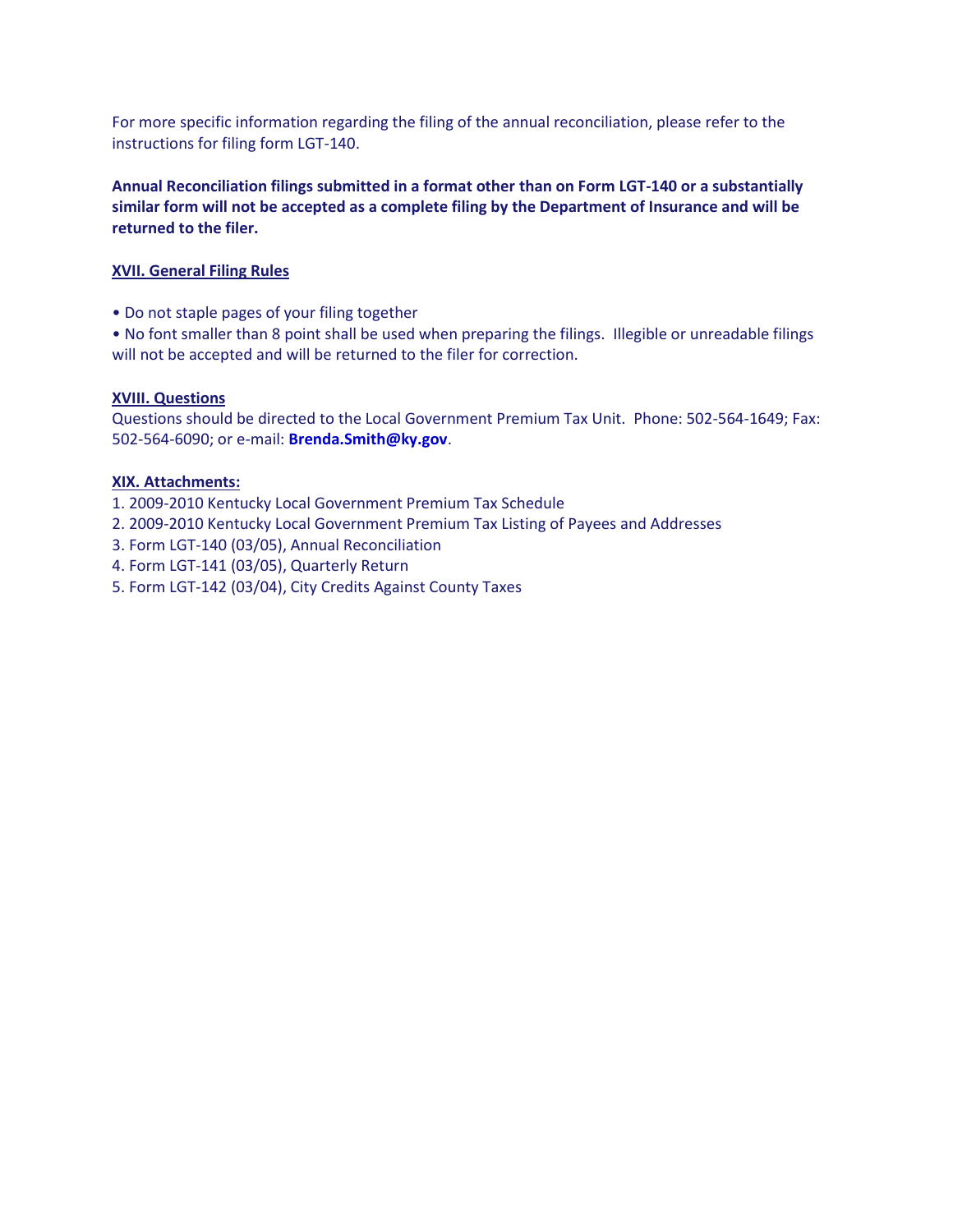For more specific information regarding the filing of the annual reconciliation, please refer to the instructions for filing form LGT-140.

**Annual Reconciliation filings submitted in a format other than on Form LGT-140 or a substantially similar form will not be accepted as a complete filing by the Department of Insurance and will be returned to the filer.**

## XVII. General Filing Rules

- Do not staple pages of your filing together
- No font smaller than 8 point shall be used when preparing the filings. Illegible or unreadable filings will not be accepted and will be returned to the filer for correction.

## XVIII. Questions

Questions should be directed to the Local Government Premium Tax Unit. Phone: 502-564-1649; Fax: 502-564-6090; or e-mail: **Brenda.Smith@ky.gov**.

## XIX. Attachments:

1. 2009-2010 Kentucky Local Government Premium Tax Schedule
2. 2009-2010 Kentucky Local Government Premium Tax Listing of Payees and Addresses
3. Form LGT-140 (03/05), Annual Reconciliation
4. Form LGT-141 (03/05), Quarterly Return
5. Form LGT-142 (03/04), City Credits Against County Taxes